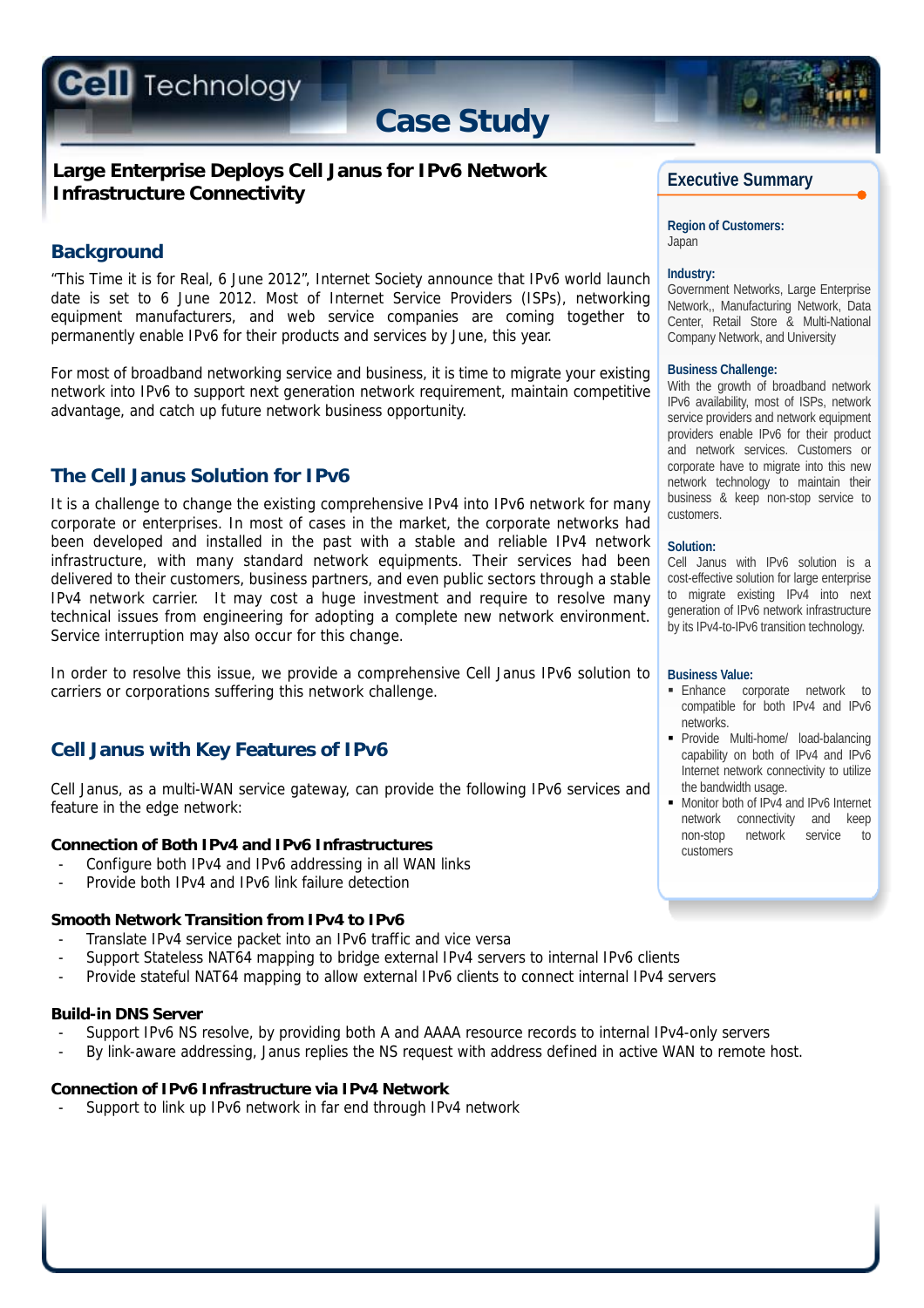# Cell Technology Case Study

## Large Enterprise Deploys Cell Janus for IPv6 Network Infrastructure Connectivity

### Background

"This Time it is for Real, 6 June 2012", Internet Society announce that IPv6 world launch date is set to 6 June 2012. Most of Internet Service Providers (ISPs), networking equipment manufacturers, and web service companies are coming together to permanently enable IPv6 for their products and services by June, this year.

For most of broadband networking service and business, it is time to migrate your existing network into IPv6 to support next generation network requirement, maintain competitive advantage, and catch up future network business opportunity.

### The Cell Janus Solution for IPv6

It is a challenge to change the existing comprehensive IPv4 into IPv6 network for many corporate or enterprises. In most of cases in the market, the corporate networks had been developed and installed in the past with a stable and reliable IPv4 network infrastructure, with many standard network equipments. Their services had been delivered to their customers, business partners, and even public sectors through a stable IPv4 network carrier. It may cost a huge investment and require to resolve many technical issues from engineering for adopting a complete new network environment. Service interruption may also occur for this change.

In order to resolve this issue, we provide a comprehensive Cell Janus IPv6 solution to carriers or corporations suffering this network challenge.

### Cell Janus with Key Features of IPv6

Cell Janus, as a multi-WAN service gateway, can provide the following IPv6 services and feature in the edge network:

**Connection of Both IPv4 and IPv6 Infrastructures**

- Configure both IPv4 and IPv6 addressing in all WAN links
- Provide both IPv4 and IPv6 link failure detection

**Smooth Network Transition from IPv4 to IPv6**

- Translate IPv4 service packet into an IPv6 traffic and vice versa
- Support Stateless NAT64 mapping to bridge external IPv4 servers to internal IPv6 clients
- Provide stateful NAT64 mapping to allow external IPv6 clients to connect internal IPv4 servers

**Build-in DNS Server**

- Support IPv6 NS resolve, by providing both A and AAAA resource records to internal IPv4-only servers
- By link-aware addressing, Janus replies the NS request with address defined in active WAN to remote host.

**Connection of IPv6 Infrastructure via IPv4 Network**

- Support to link up IPv6 network in far end through IPv4 network

### Executive Summary

**Region of Customers:**
Japan

**Industry:**
Government Networks, Large Enterprise Network,, Manufacturing Network, Data Center, Retail Store & Multi-National Company Network, and University

**Business Challenge:**
With the growth of broadband network IPv6 availability, most of ISPs, network service providers and network equipment providers enable IPv6 for their product and network services. Customers or corporate have to migrate into this new network technology to maintain their business & keep non-stop service to customers.

**Solution:**
Cell Janus with IPv6 solution is a cost-effective solution for large enterprise to migrate existing IPv4 into next generation of IPv6 network infrastructure by its IPv4-to-IPv6 transition technology.

**Business Value:**

- Enhance corporate network to compatible for both IPv4 and IPv6 networks.
- Provide Multi-home/ load-balancing capability on both of IPv4 and IPv6 Internet network connectivity to utilize the bandwidth usage.
- Monitor both of IPv4 and IPv6 Internet network connectivity and keep non-stop network service to customers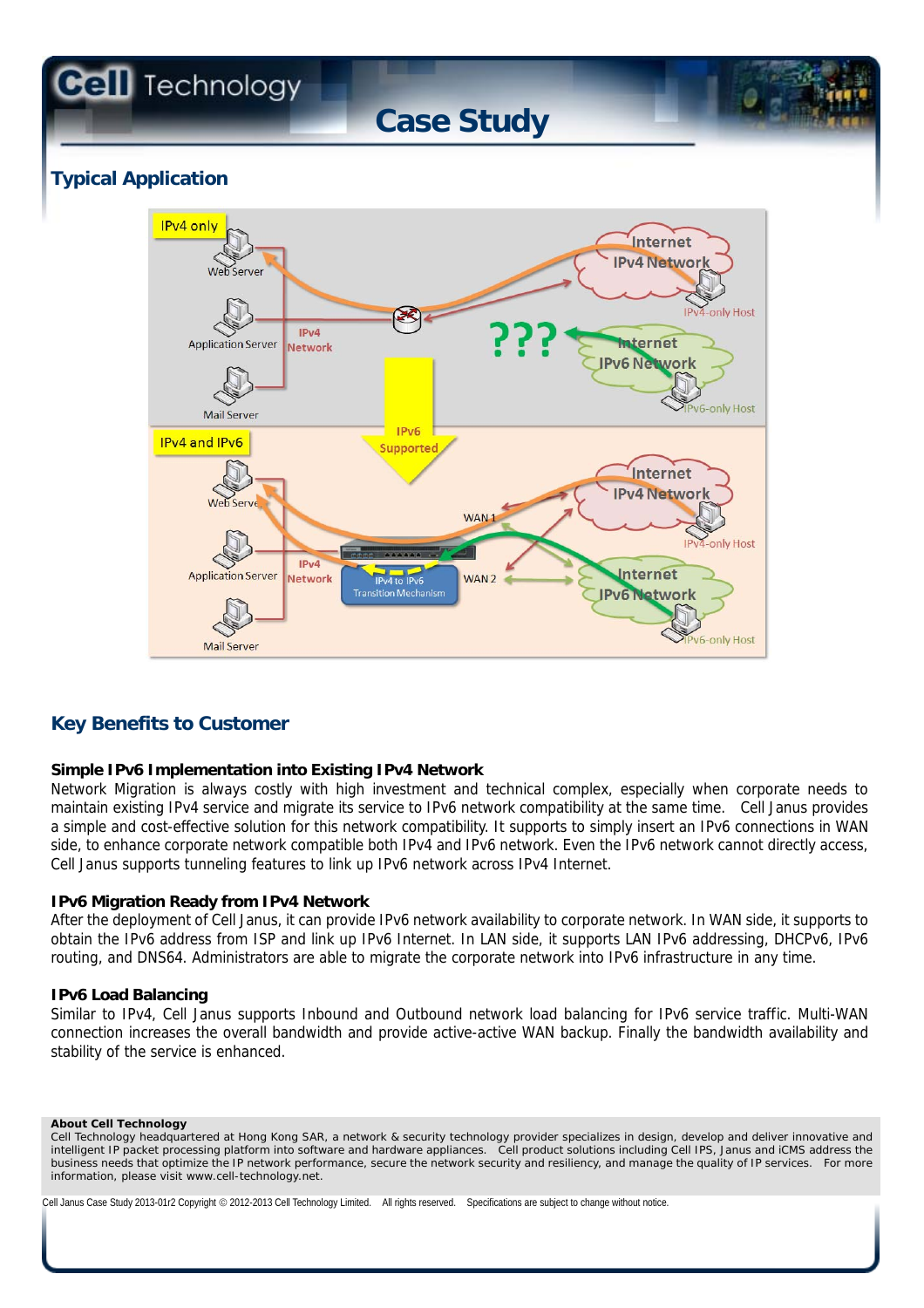# Case Study

## Typical Application

IPv4 only

Web Server

Application Server

Mail Server

IPv4 Network

Internet IPv4 Network

IPv4-only Host

???

Internet IPv6 Network

IPv6-only Host

IPv6 Supported

IPv4 and IPv6

Web Server

Application Server

Mail Server

IPv4 Network

IPv4 to IPv6 Transition Mechanism

WAN 1

WAN 2

Internet IPv4 Network

IPv4-only Host

Internet IPv6 Network

IPv6-only Host

## Key Benefits to Customer

### Simple IPv6 Implementation into Existing IPv4 Network

Network Migration is always costly with high investment and technical complex, especially when corporate needs to maintain existing IPv4 service and migrate its service to IPv6 network compatibility at the same time. Cell Janus provides a simple and cost-effective solution for this network compatibility. It supports to simply insert an IPv6 connections in WAN side, to enhance corporate network compatible both IPv4 and IPv6 network. Even the IPv6 network cannot directly access, Cell Janus supports tunneling features to link up IPv6 network across IPv4 Internet.

### IPv6 Migration Ready from IPv4 Network

After the deployment of Cell Janus, it can provide IPv6 network availability to corporate network. In WAN side, it supports to obtain the IPv6 address from ISP and link up IPv6 Internet. In LAN side, it supports LAN IPv6 addressing, DHCPv6, IPv6 routing, and DNS64. Administrators are able to migrate the corporate network into IPv6 infrastructure in any time.

### IPv6 Load Balancing

Similar to IPv4, Cell Janus supports Inbound and Outbound network load balancing for IPv6 service traffic. Multi-WAN connection increases the overall bandwidth and provide active-active WAN backup. Finally the bandwidth availability and stability of the service is enhanced.

**About Cell Technology**
Cell Technology headquartered at Hong Kong SAR, a network & security technology provider specializes in design, develop and deliver innovative and intelligent IP packet processing platform into software and hardware appliances. Cell product solutions including Cell IPS, Janus and iCMS address the business needs that optimize the IP network performance, secure the network security and resiliency, and manage the quality of IP services. For more information, please visit www.cell-technology.net.

Cell Janus Case Study 2013-01r2 Copyright © 2012-2013 Cell Technology Limited. All rights reserved. Specifications are subject to change without notice.